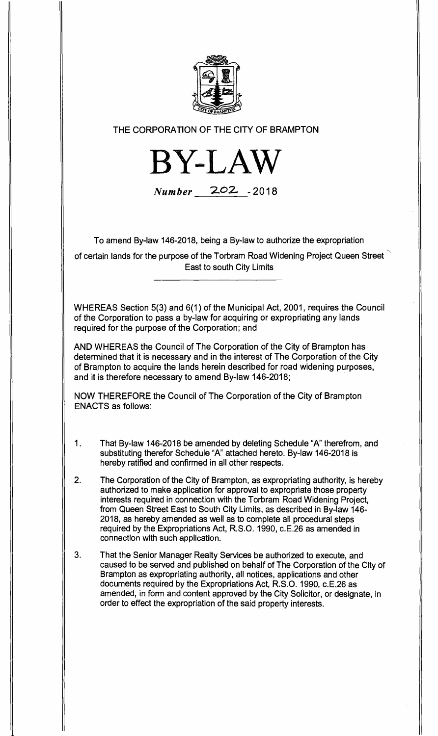THE CORPORATION OF THE CITY OF BRAMPTON

# BY-LAW

*Number* 202 - 2018

To amend By-law 146-2018, being a By-law to authorize the expropriation of certain lands for the purpose of the Torbram Road Widening Project Queen Street East to south City Limits

WHEREAS Section 5(3) and 6(1) of the Municipal Act, 2001, requires the Council of the Corporation to pass a by-law for acquiring or expropriating any lands required for the purpose of the Corporation; and

AND WHEREAS the Council of The Corporation of the City of Brampton has determined that it is necessary and in the interest of The Corporation of the City of Brampton to acquire the lands herein described for road widening purposes, and it is therefore necessary to amend By-law 146-2018;

NOW THEREFORE the Council of The Corporation of the City of Brampton ENACTS as follows:

1. That By-law 146-2018 be amended by deleting Schedule "A" therefrom, and substituting therefor Schedule "A" attached hereto. By-law 146-2018 is hereby ratified and confirmed in all other respects.

2. The Corporation of the City of Brampton, as expropriating authority, is hereby authorized to make application for approval to expropriate those property interests required in connection with the Torbram Road Widening Project, from Queen Street East to South City Limits, as described in By-law 146-2018, as hereby amended as well as to complete all procedural steps required by the Expropriations Act, R.S.O. 1990, c.E.26 as amended in connection with such application.

3. That the Senior Manager Realty Services be authorized to execute, and caused to be served and published on behalf of The Corporation of the City of Brampton as expropriating authority, all notices, applications and other documents required by the Expropriations Act, R.S.O. 1990, c.E.26 as amended, in form and content approved by the City Solicitor, or designate, in order to effect the expropriation of the said property interests.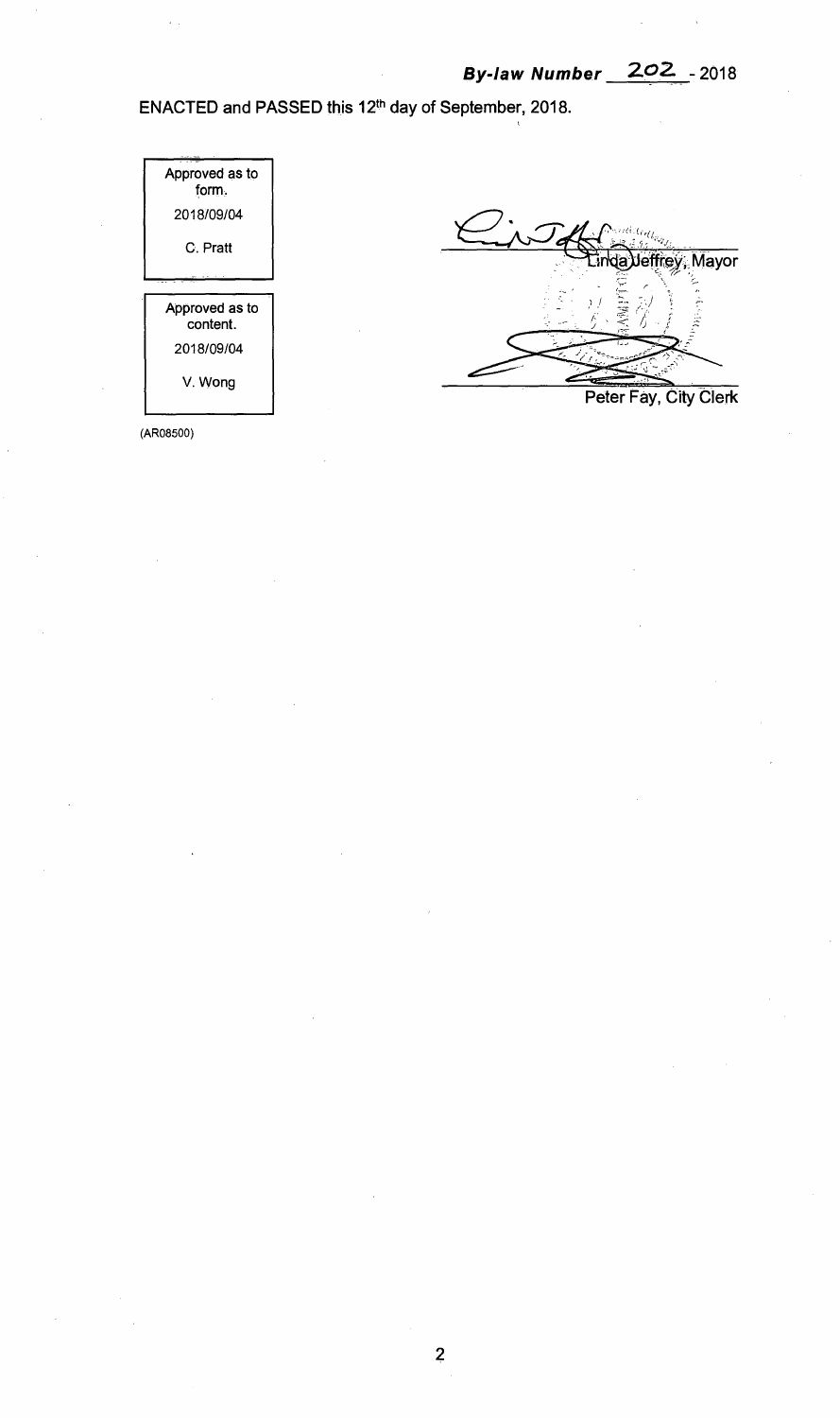***By-law Number 202 - 2018***

ENACTED and PASSED this 12th day of September, 2018.

| Approved as to form. |
| --- |
| 2018/09/04 |
| C. Pratt |

| Approved as to content. |
| --- |
| 2018/09/04 |
| V. Wong |

Linda Jeffrey, Mayor

Peter Fay, City Clerk

(AR08500)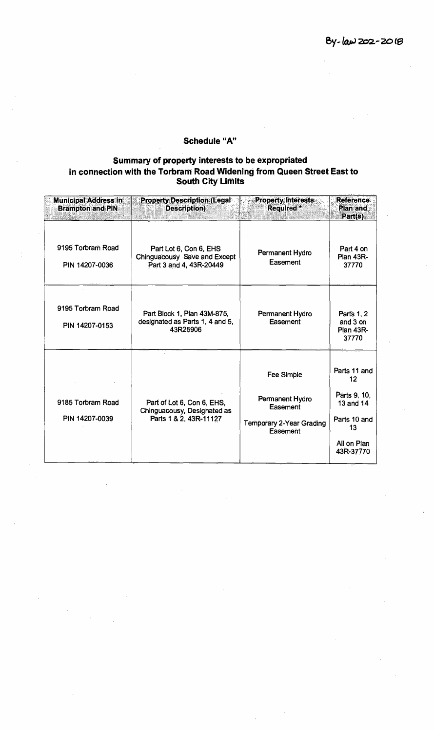By-law 202-2018

## Schedule "A"

## Summary of property interests to be expropriated in connection with the Torbram Road Widening from Queen Street East to South City Limits

| Municipal Address in Brampton and PIN | Property Description (Legal Description) | Property Interests Required * | Reference Plan and Part(s) |
|---|---|---|---|
| 9195 Torbram Road<br>PIN 14207-0036 | Part Lot 6, Con 6, EHS Chinguacousy Save and Except Part 3 and 4, 43R-20449 | Permanent Hydro Easement | Part 4 on Plan 43R-37770 |
| 9195 Torbram Road<br>PIN 14207-0153 | Part Block 1, Plan 43M-875, designated as Parts 1, 4 and 5, 43R25906 | Permanent Hydro Easement | Parts 1, 2 and 3 on Plan 43R-37770 |
| 9185 Torbram Road<br>PIN 14207-0039 | Part of Lot 6, Con 6, EHS, Chinguacousy, Designated as Parts 1 & 2, 43R-11127 | Fee Simple<br><br>Permanent Hydro Easement<br><br>Temporary 2-Year Grading Easement | Parts 11 and 12<br><br>Parts 9, 10, 13 and 14<br><br>Parts 10 and 13<br><br>All on Plan 43R-37770 |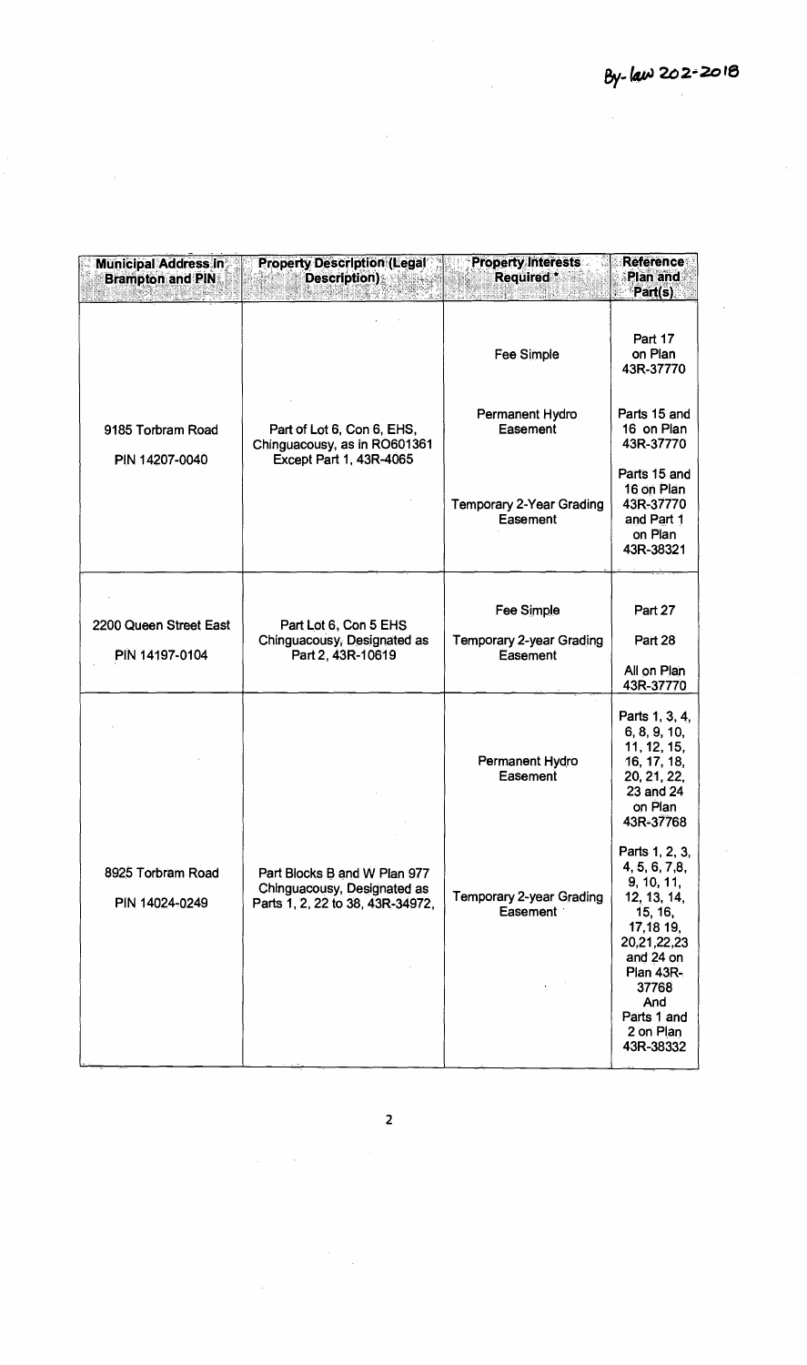By-law 202-2018

| Municipal Address in Brampton and PIN | Property Description (Legal Description) | Property Interests Required * | Reference Plan and Part(s) |
|---|---|---|---|
| 9185 Torbram Road<br>PIN 14207-0040 | Part of Lot 6, Con 6, EHS, Chinguacousy, as in RO601361 Except Part 1, 43R-4065 | Fee Simple | Part 17 on Plan 43R-37770 |
| | | Permanent Hydro Easement | Parts 15 and 16 on Plan 43R-37770 |
| | | Temporary 2-Year Grading Easement | Parts 15 and 16 on Plan 43R-37770 and Part 1 on Plan 43R-38321 |
| 2200 Queen Street East<br>PIN 14197-0104 | Part Lot 6, Con 5 EHS Chinguacousy, Designated as Part 2, 43R-10619 | Fee Simple | Part 27 |
| | | Temporary 2-year Grading Easement | Part 28<br>All on Plan 43R-37770 |
| 8925 Torbram Road<br>PIN 14024-0249 | Part Blocks B and W Plan 977 Chinguacousy, Designated as Parts 1, 2, 22 to 38, 43R-34972, | Permanent Hydro Easement | Parts 1, 3, 4, 6, 8, 9, 10, 11, 12, 15, 16, 17, 18, 20, 21, 22, 23 and 24 on Plan 43R-37768 |
| | | Temporary 2-year Grading Easement | Parts 1, 2, 3, 4, 5, 6, 7,8, 9, 10, 11, 12, 13, 14, 15, 16, 17,18 19, 20,21,22,23 and 24 on Plan 43R-37768 And Parts 1 and 2 on Plan 43R-38332 |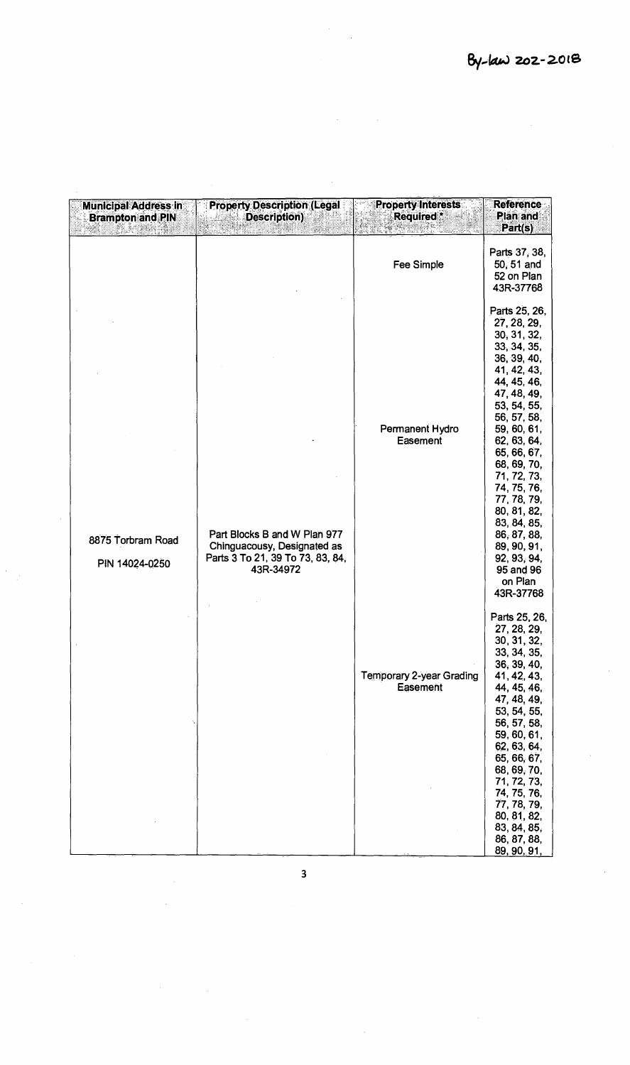By-law 202-2018

| Municipal Address in Brampton and PIN | Property Description (Legal Description) | Property Interests Required * | Reference Plan and Part(s) |
|---|---|---|---|
| 8875 Torbram Road<br>PIN 14024-0250 | Part Blocks B and W Plan 977 Chinguacousy, Designated as Parts 3 To 21, 39 To 73, 83, 84, 43R-34972 | Fee Simple | Parts 37, 38, 50, 51 and 52 on Plan 43R-37768 |
| | | Permanent Hydro Easement | Parts 25, 26, 27, 28, 29, 30, 31, 32, 33, 34, 35, 36, 39, 40, 41, 42, 43, 44, 45, 46, 47, 48, 49, 53, 54, 55, 56, 57, 58, 59, 60, 61, 62, 63, 64, 65, 66, 67, 68, 69, 70, 71, 72, 73, 74, 75, 76, 77, 78, 79, 80, 81, 82, 83, 84, 85, 86, 87, 88, 89, 90, 91, 92, 93, 94, 95 and 96 on Plan 43R-37768 |
| | | Temporary 2-year Grading Easement | Parts 25, 26, 27, 28, 29, 30, 31, 32, 33, 34, 35, 36, 39, 40, 41, 42, 43, 44, 45, 46, 47, 48, 49, 53, 54, 55, 56, 57, 58, 59, 60, 61, 62, 63, 64, 65, 66, 67, 68, 69, 70, 71, 72, 73, 74, 75, 76, 77, 78, 79, 80, 81, 82, 83, 84, 85, 86, 87, 88, 89, 90, 91, |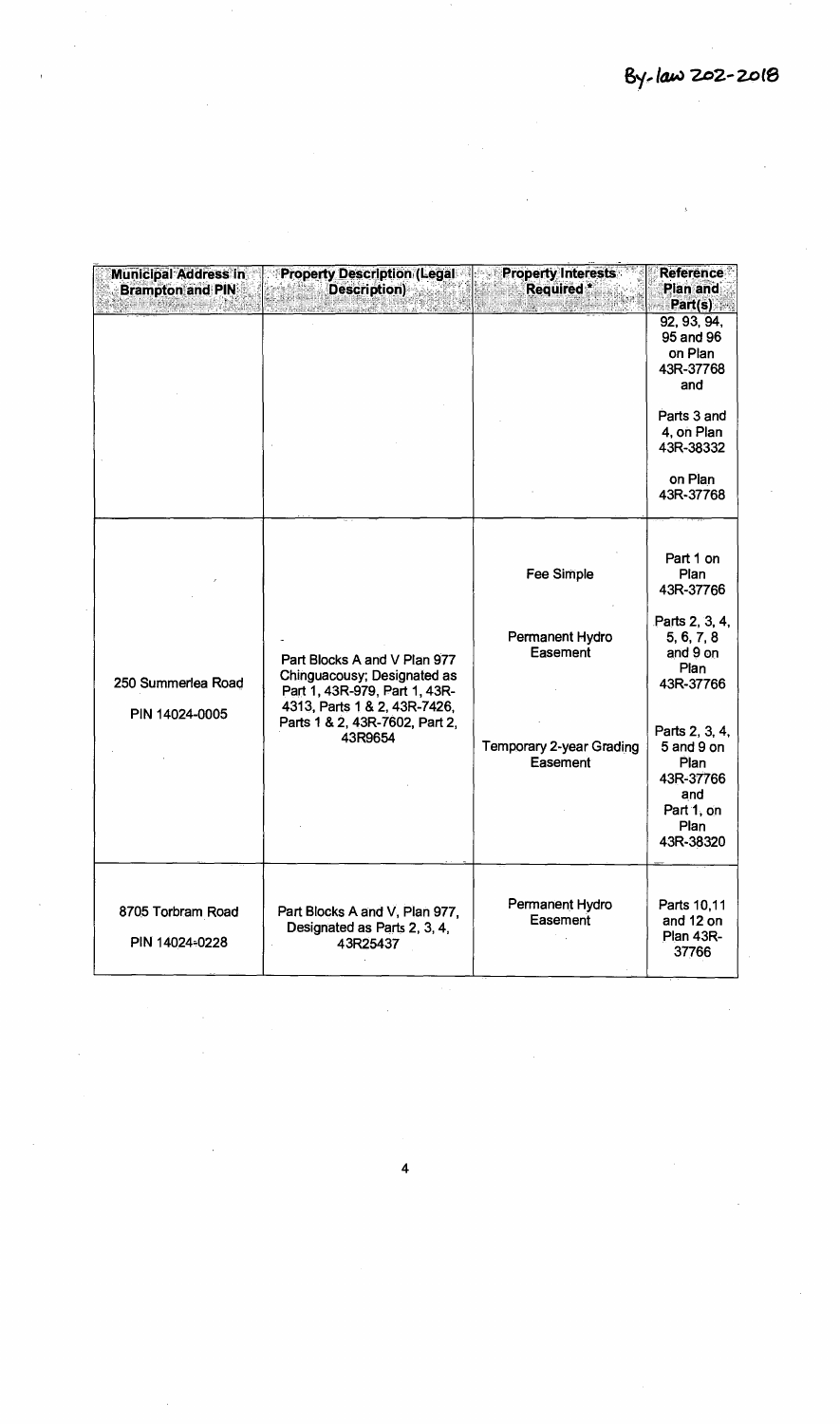By-law 202-2018

| Municipal Address in Brampton and PIN | Property Description (Legal Description) | Property Interests Required * | Reference Plan and Part(s) |
|---|---|---|---|
| | | | 92, 93, 94, 95 and 96 on Plan 43R-37768 and<br><br>Parts 3 and 4, on Plan 43R-38332<br><br>on Plan 43R-37768 |
| 250 Summerlea Road<br><br>PIN 14024-0005 | Part Blocks A and V Plan 977 Chinguacousy; Designated as Part 1, 43R-979, Part 1, 43R-4313, Parts 1 & 2, 43R-7426, Parts 1 & 2, 43R-7602, Part 2, 43R9654 | Fee Simple | Part 1 on Plan 43R-37766 |
| | | Permanent Hydro Easement | Parts 2, 3, 4, 5, 6, 7, 8 and 9 on Plan 43R-37766 |
| | | Temporary 2-year Grading Easement | Parts 2, 3, 4, 5 and 9 on Plan 43R-37766 and Part 1, on Plan 43R-38320 |
| 8705 Torbram Road<br><br>PIN 14024-0228 | Part Blocks A and V, Plan 977, Designated as Parts 2, 3, 4, 43R25437 | Permanent Hydro Easement | Parts 10,11 and 12 on Plan 43R-37766 |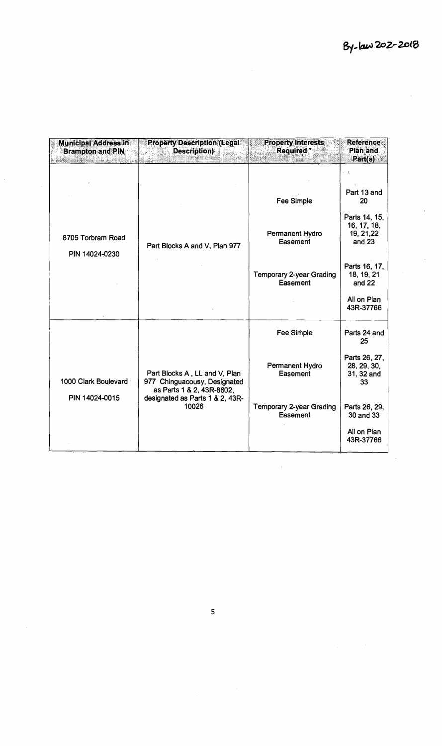By-law 202-2018

| Municipal Address in Brampton and PIN | Property Description (Legal Description) | Property Interests Required * | Reference Plan and Part(s) |
|---|---|---|---|
| 8705 Torbram Road<br>PIN 14024-0230 | Part Blocks A and V, Plan 977 | Fee Simple | Part 13 and 20 |
| | | Permanent Hydro Easement | Parts 14, 15, 16, 17, 18, 19, 21,22 and 23 |
| | | Temporary 2-year Grading Easement | Parts 16, 17, 18, 19, 21 and 22 |
| | | | All on Plan 43R-37766 |
| 1000 Clark Boulevard<br>PIN 14024-0015 | Part Blocks A , LL and V, Plan 977 Chinguacousy, Designated as Parts 1 & 2, 43R-8602, designated as Parts 1 & 2, 43R-10026 | Fee Simple | Parts 24 and 25 |
| | | Permanent Hydro Easement | Parts 26, 27, 28, 29, 30, 31, 32 and 33 |
| | | Temporary 2-year Grading Easement | Parts 26, 29, 30 and 33 |
| | | | All on Plan 43R-37766 |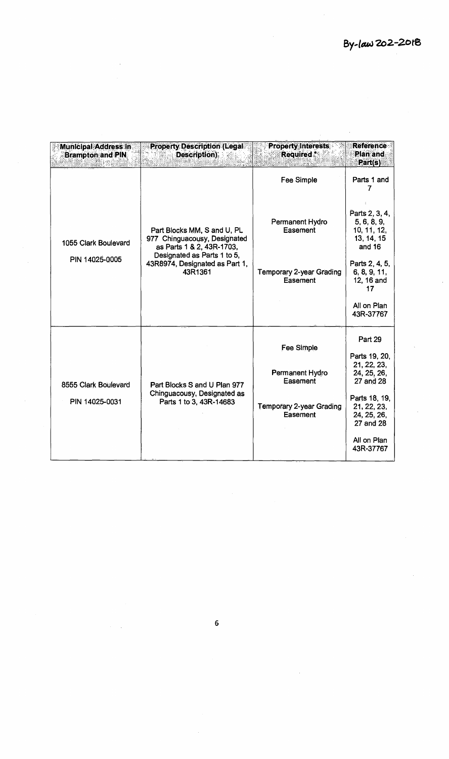By-law 202-2018

| Municipal Address in Brampton and PIN | Property Description (Legal Description) | Property Interests Required * | Reference Plan and Part(s) |
|---|---|---|---|
| 1055 Clark Boulevard<br>PIN 14025-0005 | Part Blocks MM, S and U, PL 977 Chinguacousy, Designated as Parts 1 & 2, 43R-1703, Designated as Parts 1 to 5, 43R8974, Designated as Part 1, 43R1361 | Fee Simple | Parts 1 and 7 |
| | | Permanent Hydro Easement | Parts 2, 3, 4, 5, 6, 8, 9, 10, 11, 12, 13, 14, 15 and 16 |
| | | Temporary 2-year Grading Easement | Parts 2, 4, 5, 6, 8, 9, 11, 12, 16 and 17 |
| | | | All on Plan 43R-37767 |
| 8555 Clark Boulevard<br>PIN 14025-0031 | Part Blocks S and U Plan 977 Chinguacousy, Designated as Parts 1 to 3, 43R-14683 | Fee Simple | Part 29 |
| | | Permanent Hydro Easement | Parts 19, 20, 21, 22, 23, 24, 25, 26, 27 and 28 |
| | | Temporary 2-year Grading Easement | Parts 18, 19, 21, 22, 23, 24, 25, 26, 27 and 28 |
| | | | All on Plan 43R-37767 |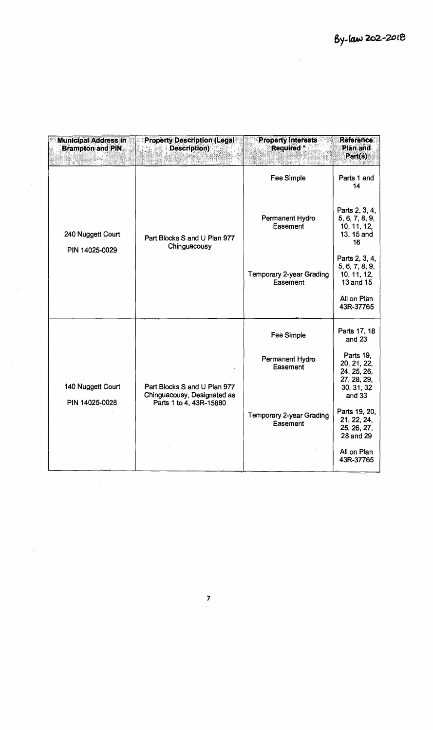By-law 202-2018

| Municipal Address in Brampton and PIN | Property Description (Legal Description) | Property Interests Required * | Reference Plan and Part(s) |
|---|---|---|---|
| 240 Nuggett Court<br>PIN 14025-0029 | Part Blocks S and U Plan 977 Chinguacousy | Fee Simple | Parts 1 and 14 |
| | | Permanent Hydro Easement | Parts 2, 3, 4, 5, 6, 7, 8, 9, 10, 11, 12, 13, 15 and 16 |
| | | Temporary 2-year Grading Easement | Parts 2, 3, 4, 5, 6, 7, 8, 9, 10, 11, 12, 13 and 15 |
| | | | All on Plan 43R-37765 |
| 140 Nuggett Court<br>PIN 14025-0028 | Part Blocks S and U Plan 977 Chinguacousy, Designated as Parts 1 to 4, 43R-15880 | Fee Simple | Parts 17, 18 and 23 |
| | | Permanent Hydro Easement | Parts 19, 20, 21, 22, 24, 25, 26, 27, 28, 29, 30, 31, 32 and 33 |
| | | Temporary 2-year Grading Easement | Parts 19, 20, 21, 22, 24, 25, 26, 27, 28 and 29 |
| | | | All on Plan 43R-37765 |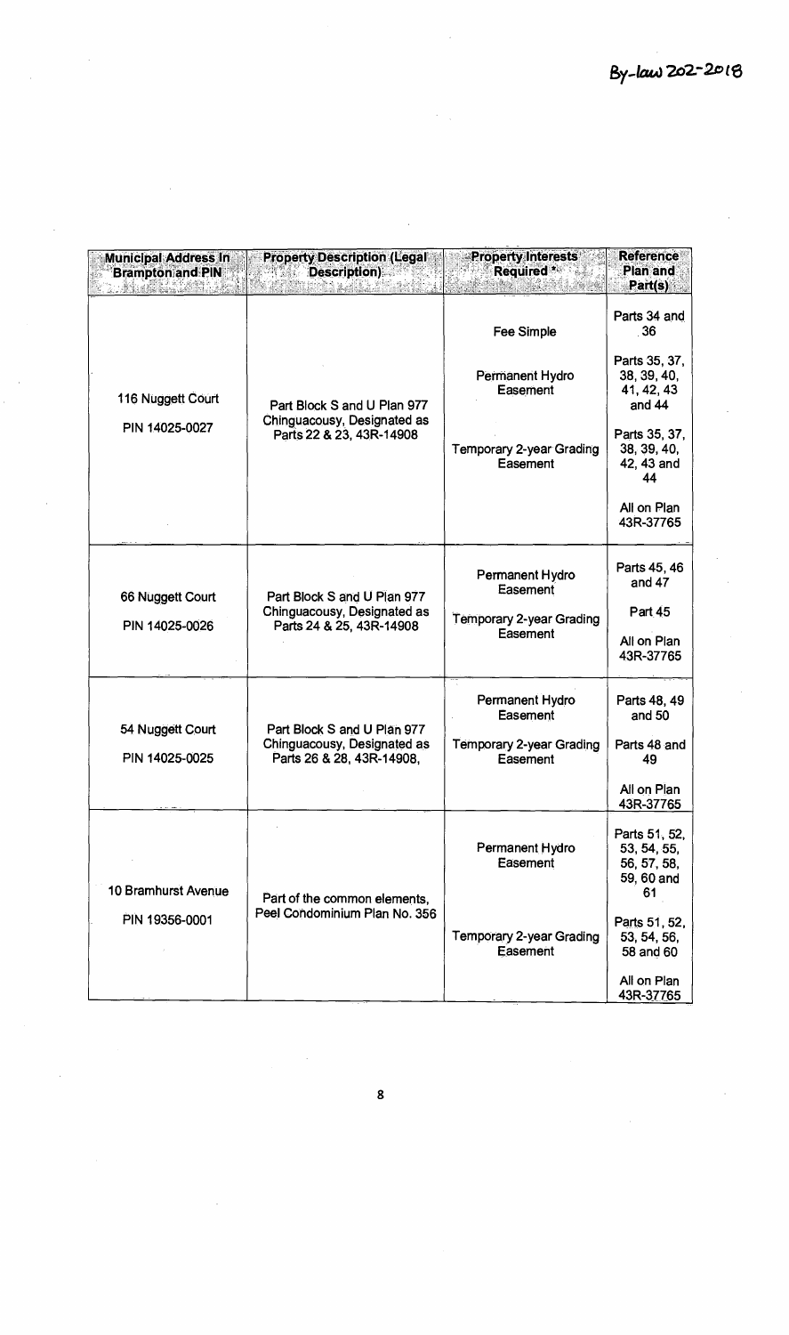By-law 202-2018

| Municipal Address In Brampton and PIN | Property Description (Legal Description) | Property Interests Required * | Reference Plan and Part(s) |
|---|---|---|---|
| 116 Nuggett Court<br>PIN 14025-0027 | Part Block S and U Plan 977 Chinguacousy, Designated as Parts 22 & 23, 43R-14908 | Fee Simple | Parts 34 and 36 |
| | | Permanent Hydro Easement | Parts 35, 37, 38, 39, 40, 41, 42, 43 and 44 |
| | | Temporary 2-year Grading Easement | Parts 35, 37, 38, 39, 40, 42, 43 and 44 |
| | | | All on Plan 43R-37765 |
| 66 Nuggett Court<br>PIN 14025-0026 | Part Block S and U Plan 977 Chinguacousy, Designated as Parts 24 & 25, 43R-14908 | Permanent Hydro Easement | Parts 45, 46 and 47 |
| | | Temporary 2-year Grading Easement | Part 45 |
| | | | All on Plan 43R-37765 |
| 54 Nuggett Court<br>PIN 14025-0025 | Part Block S and U Plan 977 Chinguacousy, Designated as Parts 26 & 28, 43R-14908, | Permanent Hydro Easement | Parts 48, 49 and 50 |
| | | Temporary 2-year Grading Easement | Parts 48 and 49 |
| | | | All on Plan 43R-37765 |
| 10 Bramhurst Avenue<br>PIN 19356-0001 | Part of the common elements, Peel Condominium Plan No. 356 | Permanent Hydro Easement | Parts 51, 52, 53, 54, 55, 56, 57, 58, 59, 60 and 61 |
| | | Temporary 2-year Grading Easement | Parts 51, 52, 53, 54, 56, 58 and 60 |
| | | | All on Plan 43R-37765 |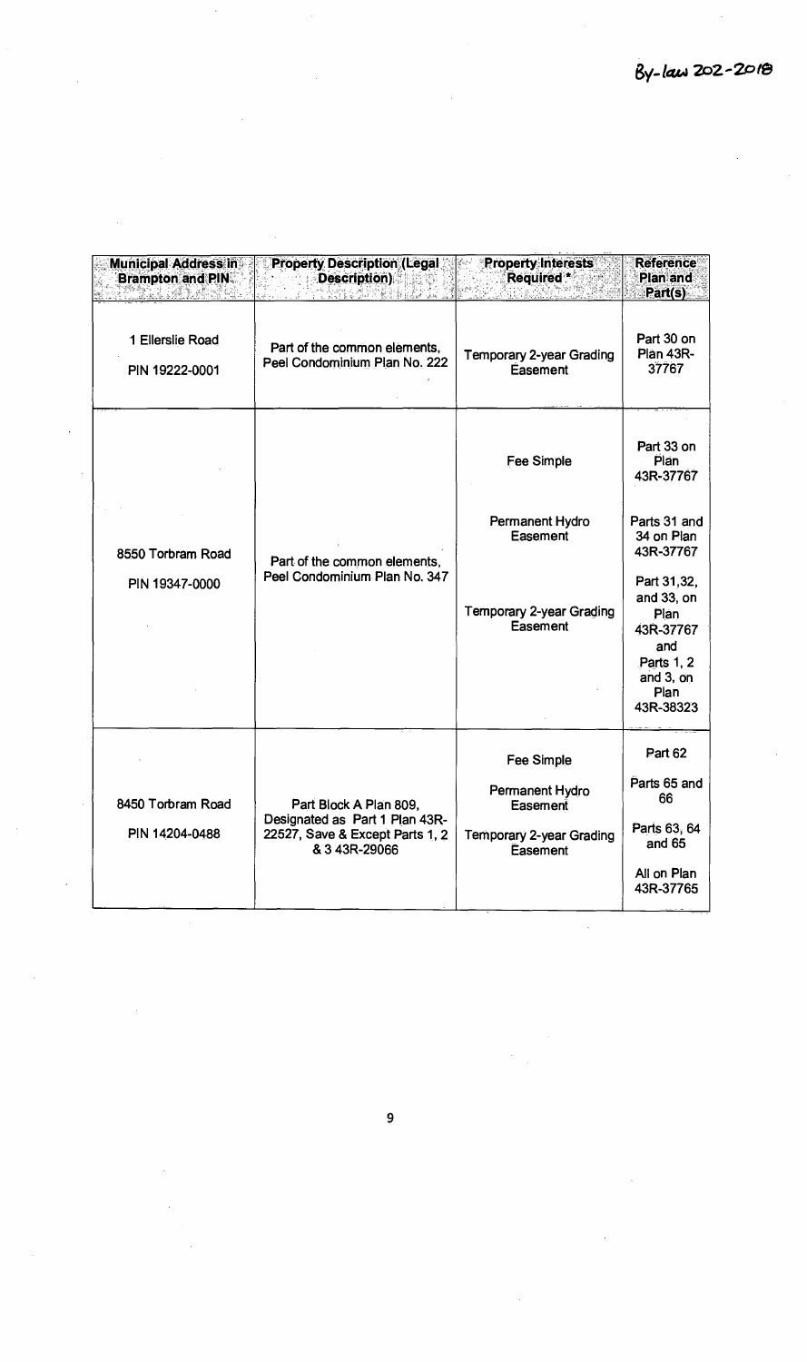By-law 202-2018

| Municipal Address in Brampton and PIN | Property Description (Legal Description) | Property Interests Required * | Reference Plan and Part(s) |
|---|---|---|---|
| 1 Ellerslie Road<br><br>PIN 19222-0001 | Part of the common elements, Peel Condominium Plan No. 222 | Temporary 2-year Grading Easement | Part 30 on Plan 43R-37767 |
| 8550 Torbram Road<br><br>PIN 19347-0000 | Part of the common elements, Peel Condominium Plan No. 347 | Fee Simple<br><br>Permanent Hydro Easement<br><br>Temporary 2-year Grading Easement | Part 33 on Plan 43R-37767<br><br>Parts 31 and 34 on Plan 43R-37767<br><br>Part 31,32, and 33, on Plan 43R-37767 and Parts 1, 2 and 3, on Plan 43R-38323 |
| 8450 Torbram Road<br><br>PIN 14204-0488 | Part Block A Plan 809, Designated as Part 1 Plan 43R-22527, Save & Except Parts 1, 2 & 3 43R-29066 | Fee Simple<br><br>Permanent Hydro Easement<br><br>Temporary 2-year Grading Easement | Part 62<br><br>Parts 65 and 66<br><br>Parts 63, 64 and 65<br><br>All on Plan 43R-37765 |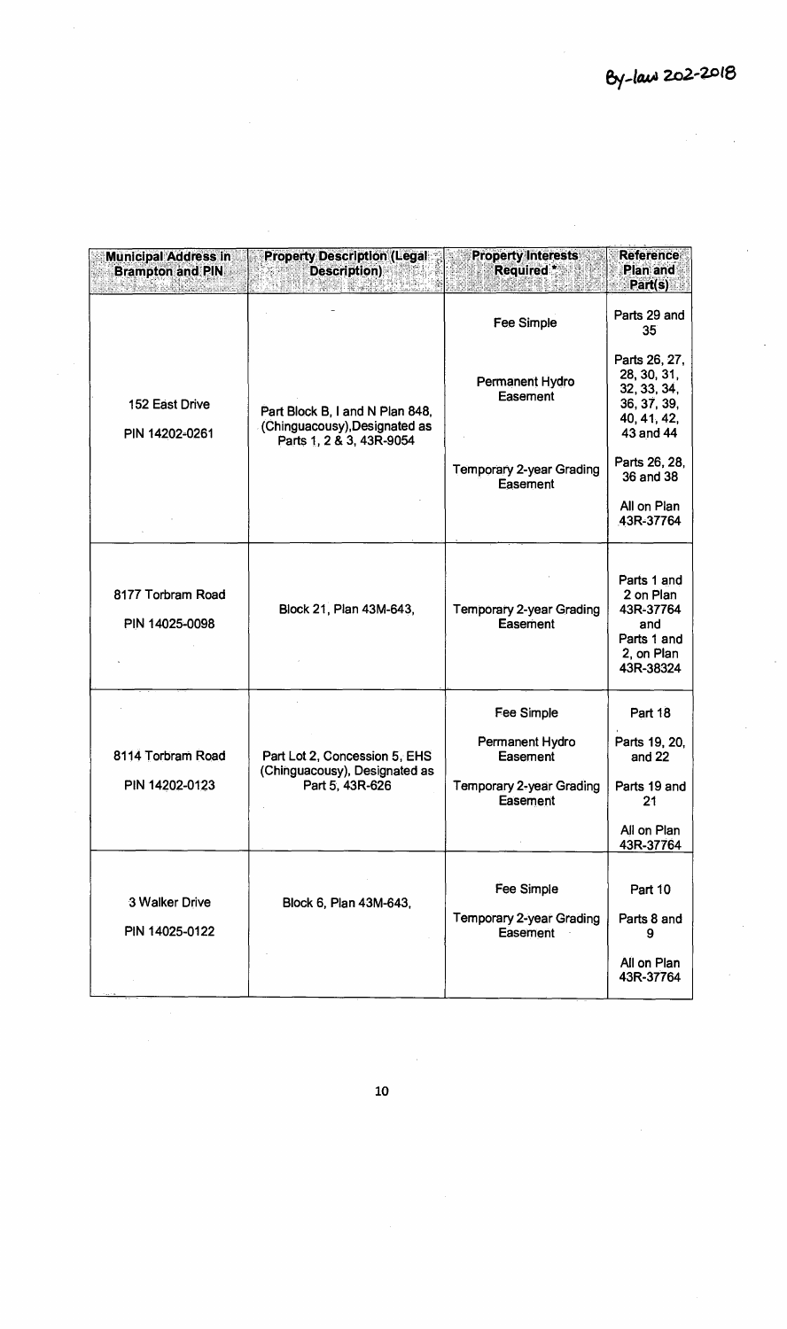By-law 202-2018

| Municipal Address in Brampton and PIN | Property Description (Legal Description) | Property Interests Required * | Reference Plan and Part(s) |
|---|---|---|---|
| 152 East Drive<br><br>PIN 14202-0261 | Part Block B, I and N Plan 848, (Chinguacousy),Designated as Parts 1, 2 & 3, 43R-9054 | Fee Simple | Parts 29 and 35 |
| | | Permanent Hydro Easement | Parts 26, 27, 28, 30, 31, 32, 33, 34, 36, 37, 39, 40, 41, 42, 43 and 44 |
| | | Temporary 2-year Grading Easement | Parts 26, 28, 36 and 38 |
| | | | All on Plan 43R-37764 |
| 8177 Torbram Road<br><br>PIN 14025-0098 | Block 21, Plan 43M-643, | Temporary 2-year Grading Easement | Parts 1 and 2 on Plan 43R-37764 and Parts 1 and 2, on Plan 43R-38324 |
| 8114 Torbram Road<br><br>PIN 14202-0123 | Part Lot 2, Concession 5, EHS (Chinguacousy), Designated as Part 5, 43R-626 | Fee Simple | Part 18 |
| | | Permanent Hydro Easement | Parts 19, 20, and 22 |
| | | Temporary 2-year Grading Easement | Parts 19 and 21 |
| | | | All on Plan 43R-37764 |
| 3 Walker Drive<br><br>PIN 14025-0122 | Block 6, Plan 43M-643, | Fee Simple | Part 10 |
| | | Temporary 2-year Grading Easement | Parts 8 and 9 |
| | | | All on Plan 43R-37764 |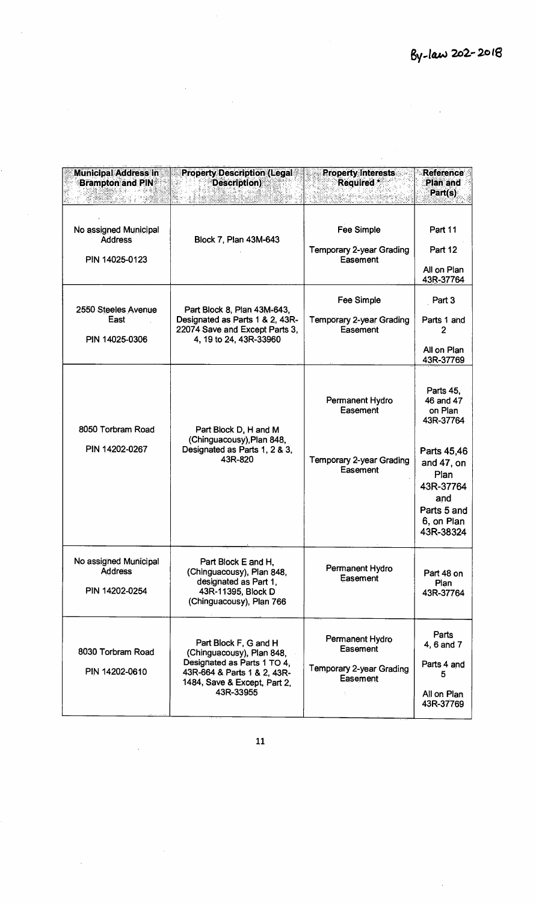By-law 202-2018

| Municipal Address in Brampton and PIN | Property Description (Legal Description) | Property Interests Required * | Reference Plan and Part(s) |
|---|---|---|---|
| No assigned Municipal Address<br><br>PIN 14025-0123 | Block 7, Plan 43M-643 | Fee Simple<br><br>Temporary 2-year Grading Easement | Part 11<br><br>Part 12<br><br>All on Plan 43R-37764 |
| 2550 Steeles Avenue East<br><br>PIN 14025-0306 | Part Block 8, Plan 43M-643, Designated as Parts 1 & 2, 43R-22074 Save and Except Parts 3, 4, 19 to 24, 43R-33960 | Fee Simple<br><br>Temporary 2-year Grading Easement | Part 3<br><br>Parts 1 and 2<br><br>All on Plan 43R-37769 |
| 8050 Torbram Road<br><br>PIN 14202-0267 | Part Block D, H and M (Chinguacousy),Plan 848, Designated as Parts 1, 2 & 3, 43R-820 | Permanent Hydro Easement<br><br>Temporary 2-year Grading Easement | Parts 45, 46 and 47 on Plan 43R-37764<br><br>Parts 45,46 and 47, on Plan 43R-37764 and Parts 5 and 6, on Plan 43R-38324 |
| No assigned Municipal Address<br><br>PIN 14202-0254 | Part Block E and H, (Chinguacousy), Plan 848, designated as Part 1, 43R-11395, Block D (Chinguacousy), Plan 766 | Permanent Hydro Easement | Part 48 on Plan 43R-37764 |
| 8030 Torbram Road<br><br>PIN 14202-0610 | Part Block F, G and H (Chinguacousy), Plan 848, Designated as Parts 1 TO 4, 43R-664 & Parts 1 & 2, 43R-1484, Save & Except, Part 2, 43R-33955 | Permanent Hydro Easement<br><br>Temporary 2-year Grading Easement | Parts 4, 6 and 7<br><br>Parts 4 and 5<br><br>All on Plan 43R-37769 |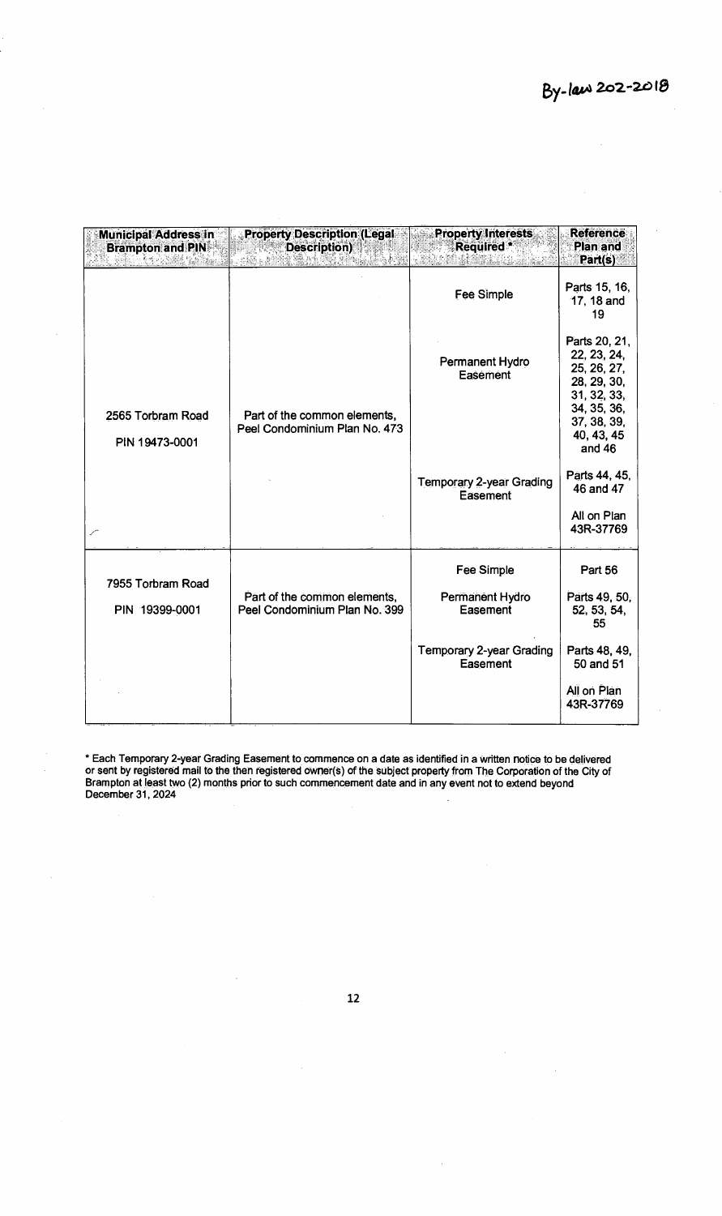By-law 202-2018

| Municipal Address in Brampton and PIN | Property Description (Legal Description) | Property Interests Required * | Reference Plan and Part(s) |
|---|---|---|---|
| 2565 Torbram Road<br>PIN 19473-0001 | Part of the common elements, Peel Condominium Plan No. 473 | Fee Simple | Parts 15, 16, 17, 18 and 19 |
| | | Permanent Hydro Easement | Parts 20, 21, 22, 23, 24, 25, 26, 27, 28, 29, 30, 31, 32, 33, 34, 35, 36, 37, 38, 39, 40, 43, 45 and 46 |
| | | Temporary 2-year Grading Easement | Parts 44, 45, 46 and 47 |
| | | | All on Plan 43R-37769 |
| 7955 Torbram Road<br>PIN 19399-0001 | Part of the common elements, Peel Condominium Plan No. 399 | Fee Simple | Part 56 |
| | | Permanent Hydro Easement | Parts 49, 50, 52, 53, 54, 55 |
| | | Temporary 2-year Grading Easement | Parts 48, 49, 50 and 51 |
| | | | All on Plan 43R-37769 |

* Each Temporary 2-year Grading Easement to commence on a date as identified in a written notice to be delivered or sent by registered mail to the then registered owner(s) of the subject property from The Corporation of the City of Brampton at least two (2) months prior to such commencement date and in any event not to extend beyond December 31, 2024